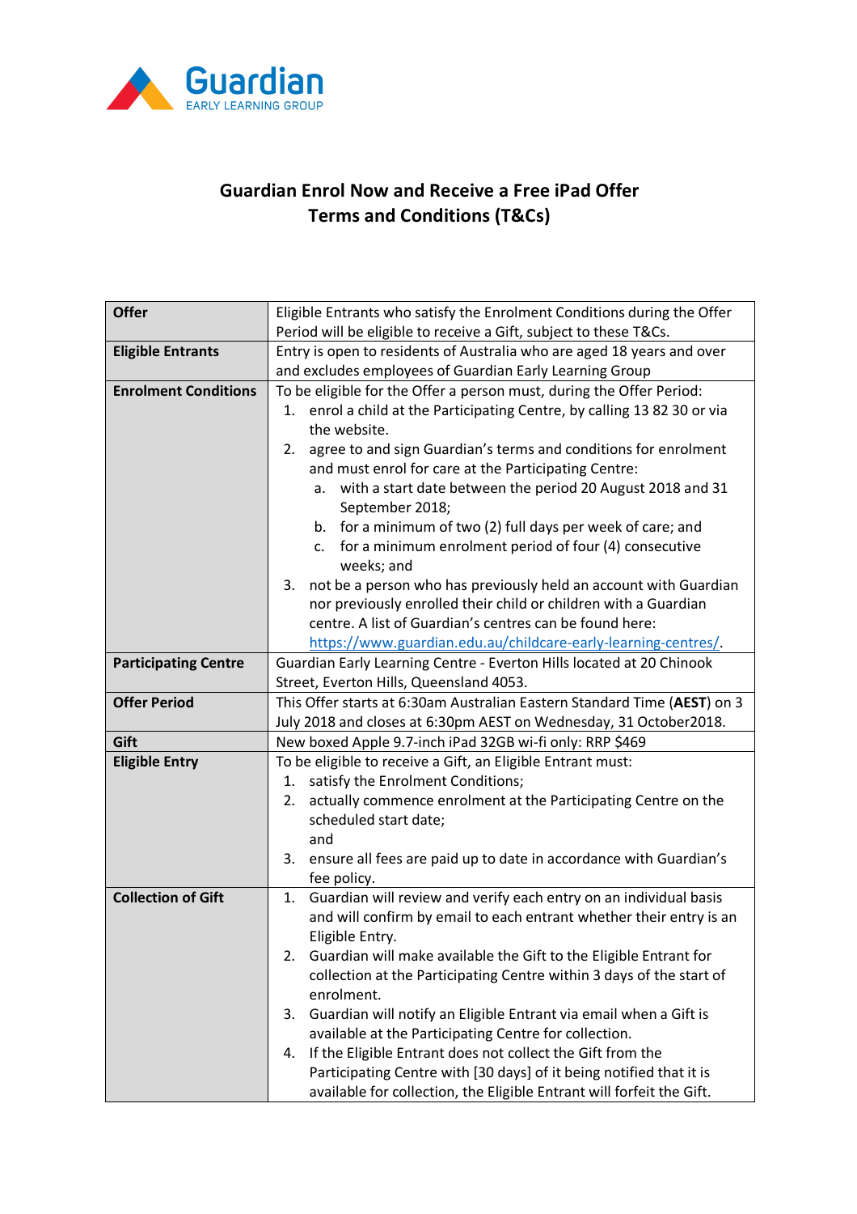Guardian
EARLY LEARNING GROUP

# Guardian Enrol Now and Receive a Free iPad Offer
## Terms and Conditions (T&Cs)

| | |
|---|---|
| **Offer** | Eligible Entrants who satisfy the Enrolment Conditions during the Offer Period will be eligible to receive a Gift, subject to these T&Cs. |
| **Eligible Entrants** | Entry is open to residents of Australia who are aged 18 years and over and excludes employees of Guardian Early Learning Group |
| **Enrolment Conditions** | To be eligible for the Offer a person must, during the Offer Period:<br>1. enrol a child at the Participating Centre, by calling 13 82 30 or via the website.<br>2. agree to and sign Guardian's terms and conditions for enrolment and must enrol for care at the Participating Centre:<br>a. with a start date between the period 20 August 2018 and 31 September 2018;<br>b. for a minimum of two (2) full days per week of care; and<br>c. for a minimum enrolment period of four (4) consecutive weeks; and<br>3. not be a person who has previously held an account with Guardian nor previously enrolled their child or children with a Guardian centre. A list of Guardian's centres can be found here: https://www.guardian.edu.au/childcare-early-learning-centres/. |
| **Participating Centre** | Guardian Early Learning Centre - Everton Hills located at 20 Chinook Street, Everton Hills, Queensland 4053. |
| **Offer Period** | This Offer starts at 6:30am Australian Eastern Standard Time (**AEST**) on 3 July 2018 and closes at 6:30pm AEST on Wednesday, 31 October2018. |
| **Gift** | New boxed Apple 9.7-inch iPad 32GB wi-fi only: RRP $469 |
| **Eligible Entry** | To be eligible to receive a Gift, an Eligible Entrant must:<br>1. satisfy the Enrolment Conditions;<br>2. actually commence enrolment at the Participating Centre on the scheduled start date;<br>and<br>3. ensure all fees are paid up to date in accordance with Guardian's fee policy. |
| **Collection of Gift** | 1. Guardian will review and verify each entry on an individual basis and will confirm by email to each entrant whether their entry is an Eligible Entry.<br>2. Guardian will make available the Gift to the Eligible Entrant for collection at the Participating Centre within 3 days of the start of enrolment.<br>3. Guardian will notify an Eligible Entrant via email when a Gift is available at the Participating Centre for collection.<br>4. If the Eligible Entrant does not collect the Gift from the Participating Centre with [30 days] of it being notified that it is available for collection, the Eligible Entrant will forfeit the Gift. |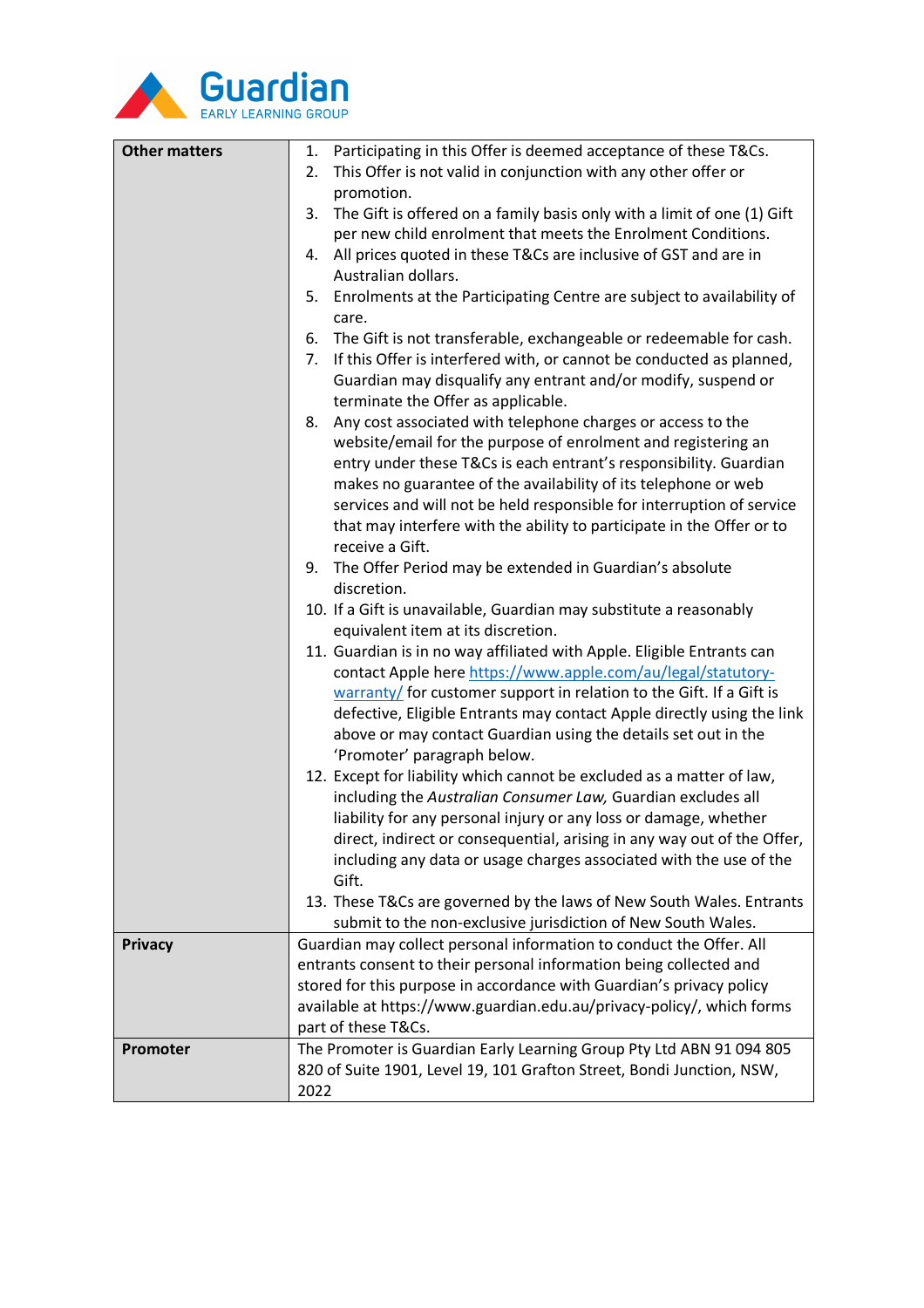| | |
|---|---|
| **Other matters** | 1. Participating in this Offer is deemed acceptance of these T&Cs.<br>2. This Offer is not valid in conjunction with any other offer or promotion.<br>3. The Gift is offered on a family basis only with a limit of one (1) Gift per new child enrolment that meets the Enrolment Conditions.<br>4. All prices quoted in these T&Cs are inclusive of GST and are in Australian dollars.<br>5. Enrolments at the Participating Centre are subject to availability of care.<br>6. The Gift is not transferable, exchangeable or redeemable for cash.<br>7. If this Offer is interfered with, or cannot be conducted as planned, Guardian may disqualify any entrant and/or modify, suspend or terminate the Offer as applicable.<br>8. Any cost associated with telephone charges or access to the website/email for the purpose of enrolment and registering an entry under these T&Cs is each entrant's responsibility. Guardian makes no guarantee of the availability of its telephone or web services and will not be held responsible for interruption of service that may interfere with the ability to participate in the Offer or to receive a Gift.<br>9. The Offer Period may be extended in Guardian's absolute discretion.<br>10. If a Gift is unavailable, Guardian may substitute a reasonably equivalent item at its discretion.<br>11. Guardian is in no way affiliated with Apple. Eligible Entrants can contact Apple here [https://www.apple.com/au/legal/statutory-warranty/](https://www.apple.com/au/legal/statutory-warranty/) for customer support in relation to the Gift. If a Gift is defective, Eligible Entrants may contact Apple directly using the link above or may contact Guardian using the details set out in the 'Promoter' paragraph below.<br>12. Except for liability which cannot be excluded as a matter of law, including the *Australian Consumer Law,* Guardian excludes all liability for any personal injury or any loss or damage, whether direct, indirect or consequential, arising in any way out of the Offer, including any data or usage charges associated with the use of the Gift.<br>13. These T&Cs are governed by the laws of New South Wales. Entrants submit to the non-exclusive jurisdiction of New South Wales. |
| **Privacy** | Guardian may collect personal information to conduct the Offer. All entrants consent to their personal information being collected and stored for this purpose in accordance with Guardian's privacy policy available at https://www.guardian.edu.au/privacy-policy/, which forms part of these T&Cs. |
| **Promoter** | The Promoter is Guardian Early Learning Group Pty Ltd ABN 91 094 805 820 of Suite 1901, Level 19, 101 Grafton Street, Bondi Junction, NSW, 2022 |